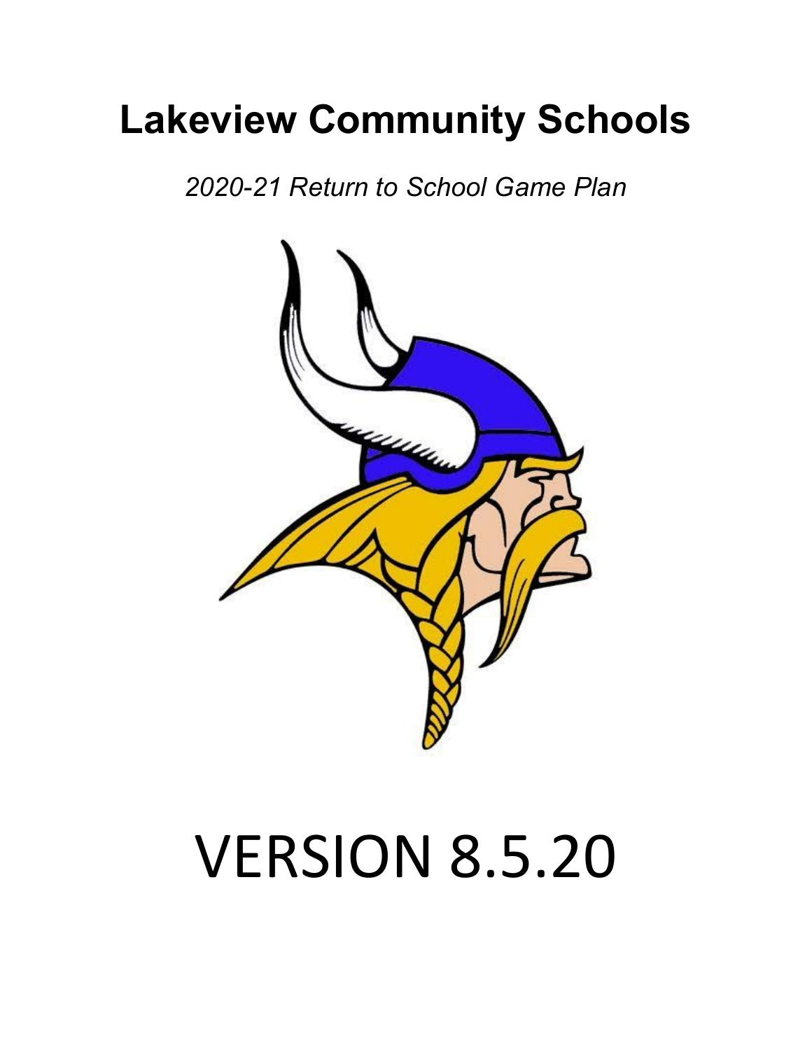# Lakeview Community Schools

*2020-21 Return to School Game Plan*

# VERSION 8.5.20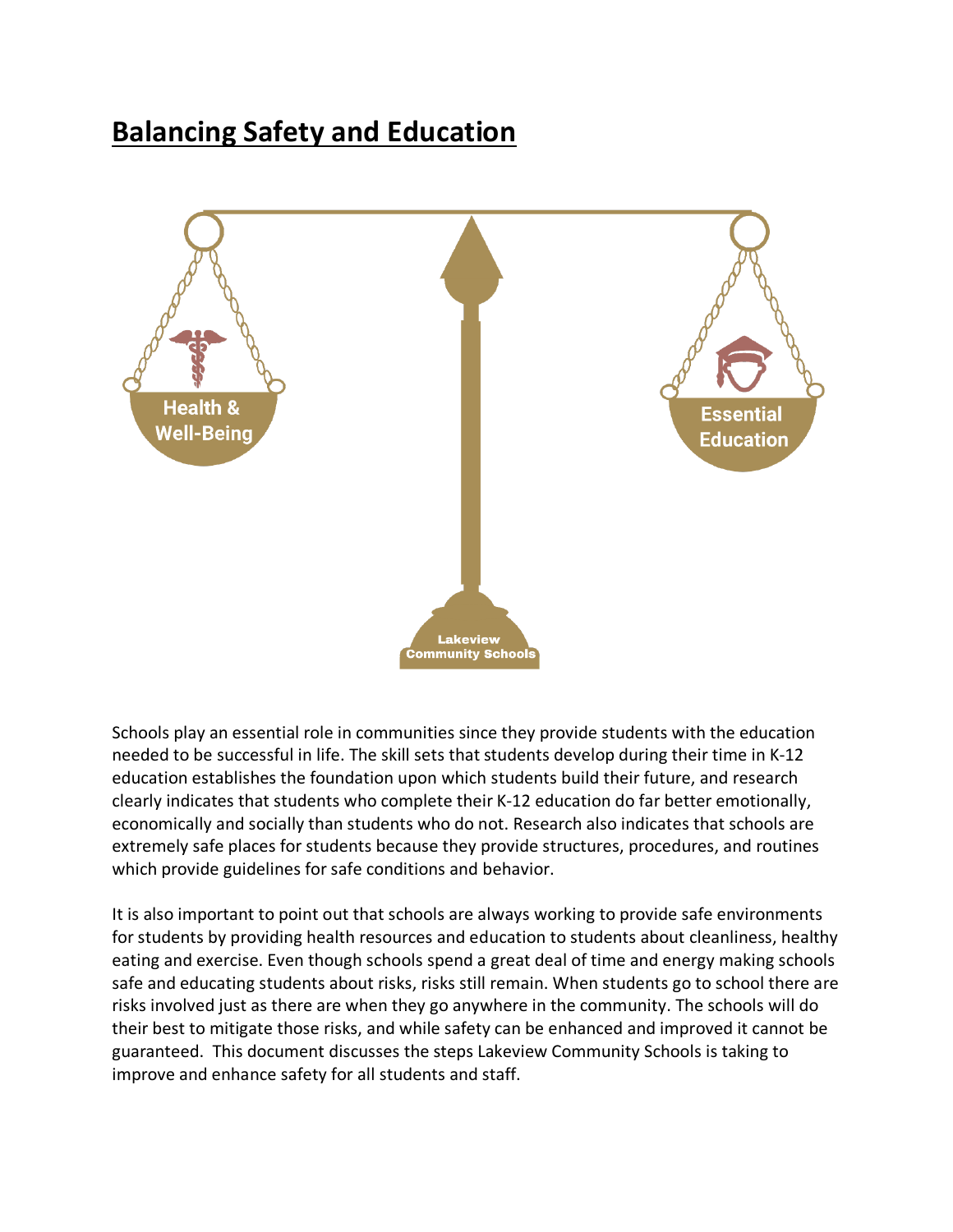# Balancing Safety and Education

Health & Well-Being

Essential Education

Lakeview Community Schools

Schools play an essential role in communities since they provide students with the education needed to be successful in life. The skill sets that students develop during their time in K-12 education establishes the foundation upon which students build their future, and research clearly indicates that students who complete their K-12 education do far better emotionally, economically and socially than students who do not. Research also indicates that schools are extremely safe places for students because they provide structures, procedures, and routines which provide guidelines for safe conditions and behavior.

It is also important to point out that schools are always working to provide safe environments for students by providing health resources and education to students about cleanliness, healthy eating and exercise. Even though schools spend a great deal of time and energy making schools safe and educating students about risks, risks still remain. When students go to school there are risks involved just as there are when they go anywhere in the community. The schools will do their best to mitigate those risks, and while safety can be enhanced and improved it cannot be guaranteed. This document discusses the steps Lakeview Community Schools is taking to improve and enhance safety for all students and staff.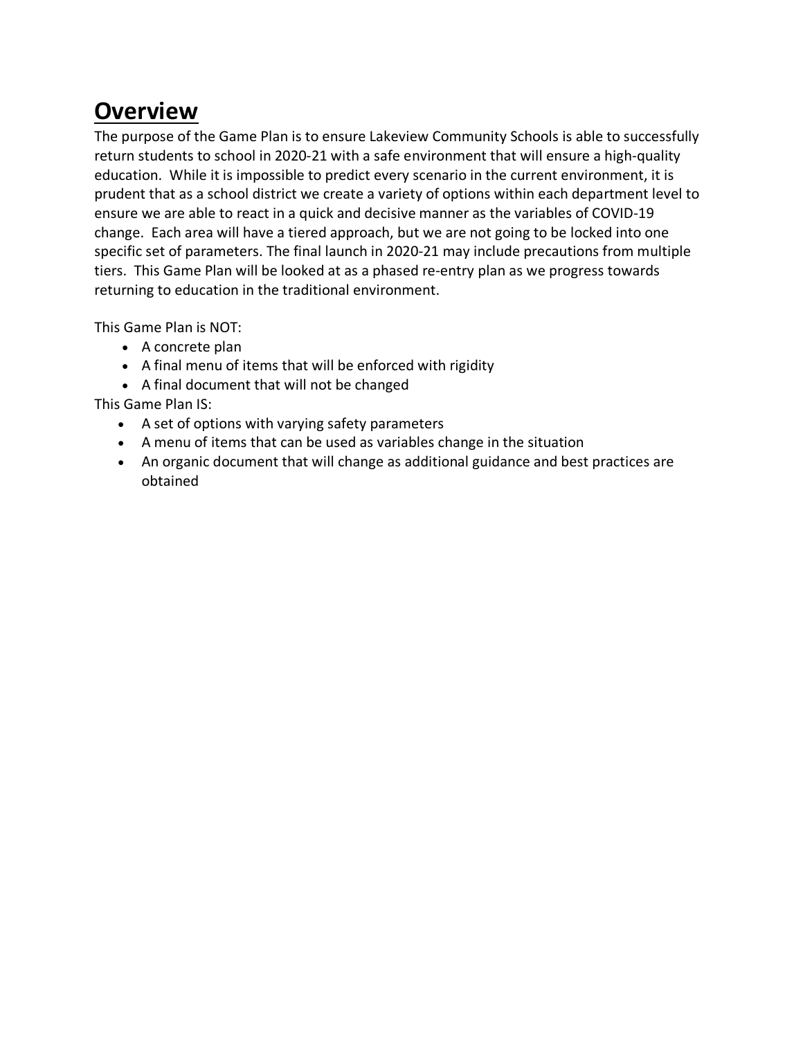# Overview

The purpose of the Game Plan is to ensure Lakeview Community Schools is able to successfully return students to school in 2020-21 with a safe environment that will ensure a high-quality education. While it is impossible to predict every scenario in the current environment, it is prudent that as a school district we create a variety of options within each department level to ensure we are able to react in a quick and decisive manner as the variables of COVID-19 change. Each area will have a tiered approach, but we are not going to be locked into one specific set of parameters. The final launch in 2020-21 may include precautions from multiple tiers. This Game Plan will be looked at as a phased re-entry plan as we progress towards returning to education in the traditional environment.

This Game Plan is NOT:

- A concrete plan
- A final menu of items that will be enforced with rigidity
- A final document that will not be changed

This Game Plan IS:

- A set of options with varying safety parameters
- A menu of items that can be used as variables change in the situation
- An organic document that will change as additional guidance and best practices are obtained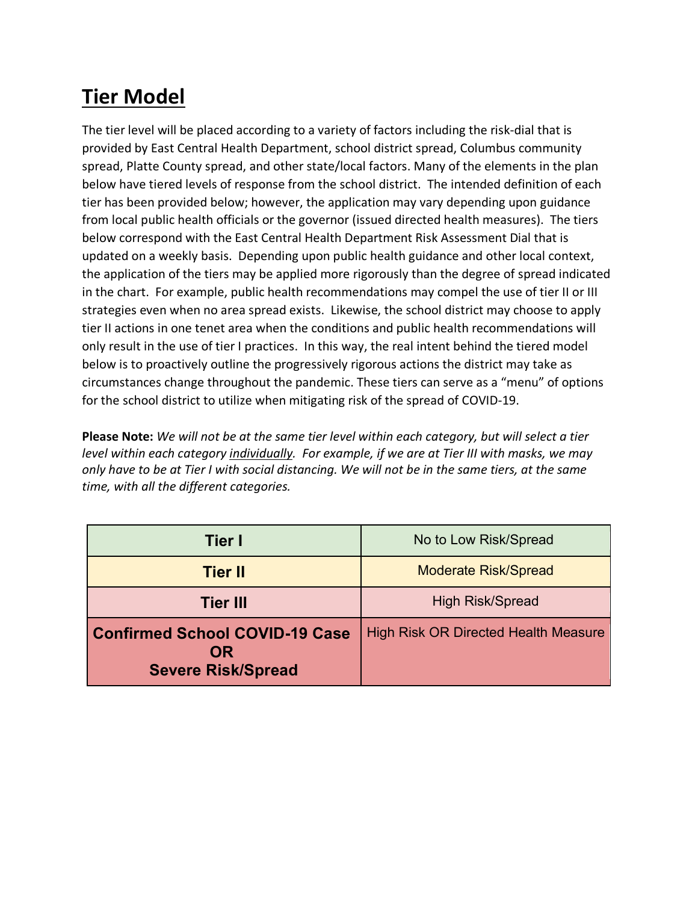# Tier Model

The tier level will be placed according to a variety of factors including the risk-dial that is provided by East Central Health Department, school district spread, Columbus community spread, Platte County spread, and other state/local factors. Many of the elements in the plan below have tiered levels of response from the school district. The intended definition of each tier has been provided below; however, the application may vary depending upon guidance from local public health officials or the governor (issued directed health measures). The tiers below correspond with the East Central Health Department Risk Assessment Dial that is updated on a weekly basis. Depending upon public health guidance and other local context, the application of the tiers may be applied more rigorously than the degree of spread indicated in the chart. For example, public health recommendations may compel the use of tier II or III strategies even when no area spread exists. Likewise, the school district may choose to apply tier II actions in one tenet area when the conditions and public health recommendations will only result in the use of tier I practices. In this way, the real intent behind the tiered model below is to proactively outline the progressively rigorous actions the district may take as circumstances change throughout the pandemic. These tiers can serve as a "menu" of options for the school district to utilize when mitigating risk of the spread of COVID-19.

**Please Note:** *We will not be at the same tier level within each category, but will select a tier level within each category individually. For example, if we are at Tier III with masks, we may only have to be at Tier I with social distancing. We will not be in the same tiers, at the same time, with all the different categories.*

| Tier | Risk/Spread |
|---|---|
| **Tier I** | No to Low Risk/Spread |
| **Tier II** | Moderate Risk/Spread |
| **Tier III** | High Risk/Spread |
| **Confirmed School COVID-19 Case OR Severe Risk/Spread** | High Risk OR Directed Health Measure |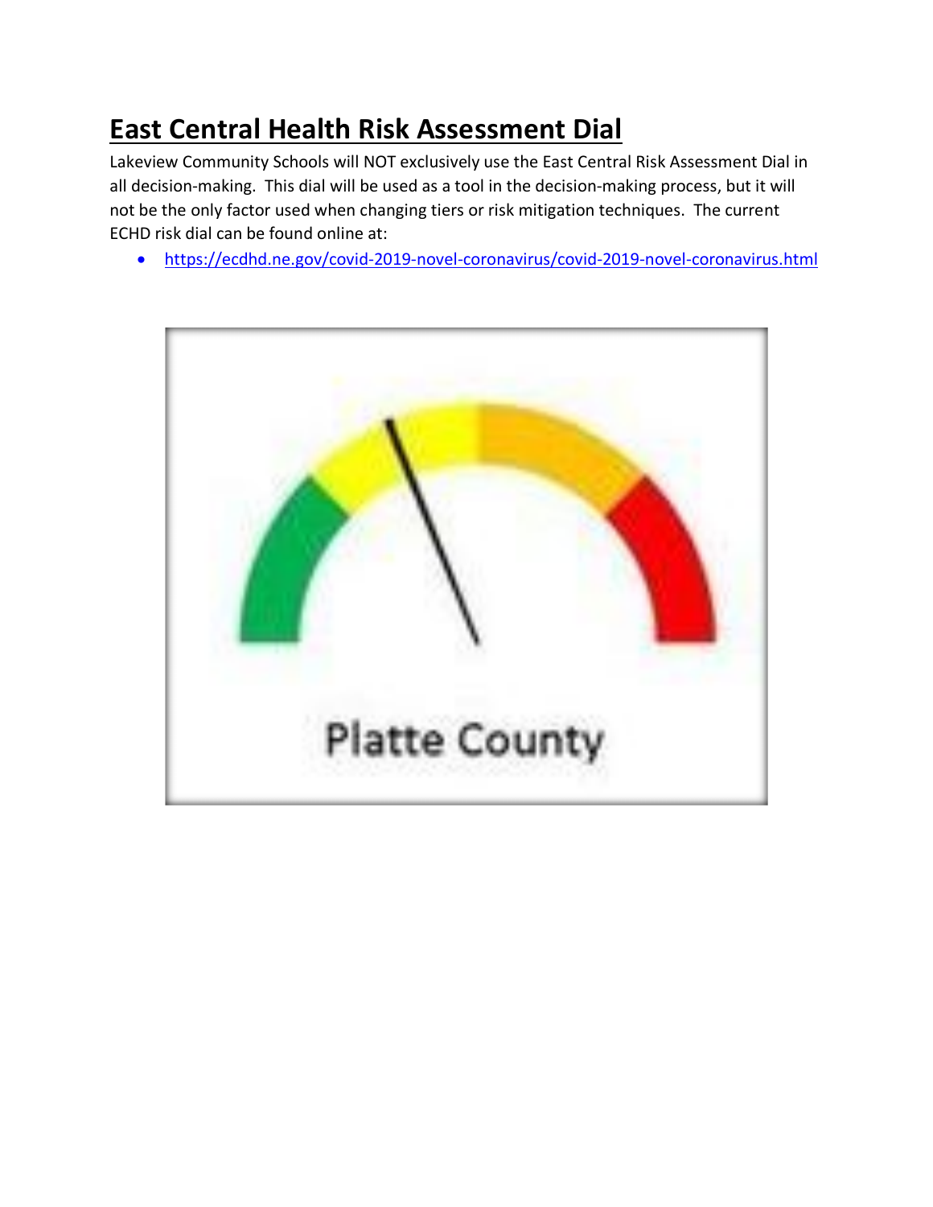# East Central Health Risk Assessment Dial

Lakeview Community Schools will NOT exclusively use the East Central Risk Assessment Dial in all decision-making. This dial will be used as a tool in the decision-making process, but it will not be the only factor used when changing tiers or risk mitigation techniques. The current ECHD risk dial can be found online at:

- https://ecdhd.ne.gov/covid-2019-novel-coronavirus/covid-2019-novel-coronavirus.html

Platte County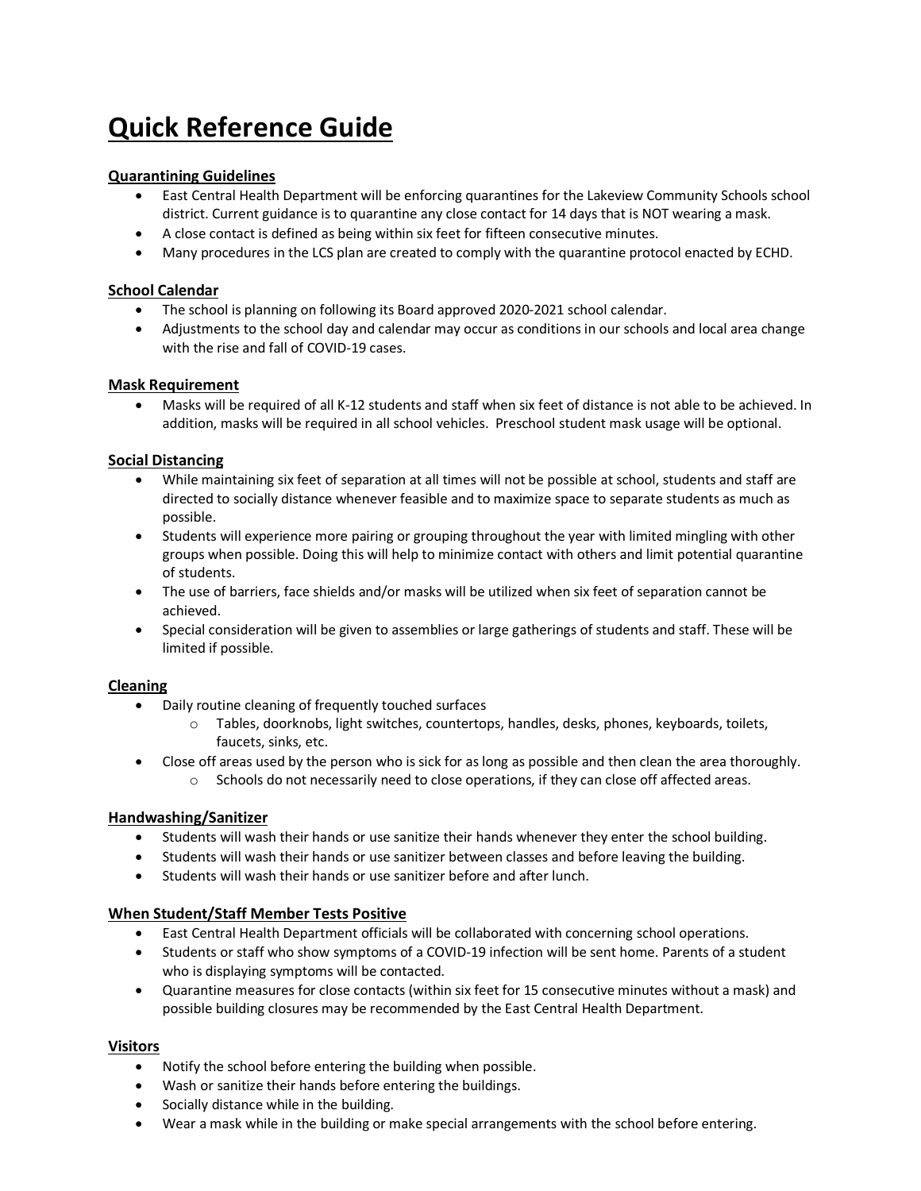# Quick Reference Guide

**Quarantining Guidelines**

- East Central Health Department will be enforcing quarantines for the Lakeview Community Schools school district. Current guidance is to quarantine any close contact for 14 days that is NOT wearing a mask.
- A close contact is defined as being within six feet for fifteen consecutive minutes.
- Many procedures in the LCS plan are created to comply with the quarantine protocol enacted by ECHD.

**School Calendar**

- The school is planning on following its Board approved 2020-2021 school calendar.
- Adjustments to the school day and calendar may occur as conditions in our schools and local area change with the rise and fall of COVID-19 cases.

**Mask Requirement**

- Masks will be required of all K-12 students and staff when six feet of distance is not able to be achieved. In addition, masks will be required in all school vehicles. Preschool student mask usage will be optional.

**Social Distancing**

- While maintaining six feet of separation at all times will not be possible at school, students and staff are directed to socially distance whenever feasible and to maximize space to separate students as much as possible.
- Students will experience more pairing or grouping throughout the year with limited mingling with other groups when possible. Doing this will help to minimize contact with others and limit potential quarantine of students.
- The use of barriers, face shields and/or masks will be utilized when six feet of separation cannot be achieved.
- Special consideration will be given to assemblies or large gatherings of students and staff. These will be limited if possible.

**Cleaning**

- Daily routine cleaning of frequently touched surfaces
  - Tables, doorknobs, light switches, countertops, handles, desks, phones, keyboards, toilets, faucets, sinks, etc.
- Close off areas used by the person who is sick for as long as possible and then clean the area thoroughly.
  - Schools do not necessarily need to close operations, if they can close off affected areas.

**Handwashing/Sanitizer**

- Students will wash their hands or use sanitize their hands whenever they enter the school building.
- Students will wash their hands or use sanitizer between classes and before leaving the building.
- Students will wash their hands or use sanitizer before and after lunch.

**When Student/Staff Member Tests Positive**

- East Central Health Department officials will be collaborated with concerning school operations.
- Students or staff who show symptoms of a COVID-19 infection will be sent home. Parents of a student who is displaying symptoms will be contacted.
- Quarantine measures for close contacts (within six feet for 15 consecutive minutes without a mask) and possible building closures may be recommended by the East Central Health Department.

**Visitors**

- Notify the school before entering the building when possible.
- Wash or sanitize their hands before entering the buildings.
- Socially distance while in the building.
- Wear a mask while in the building or make special arrangements with the school before entering.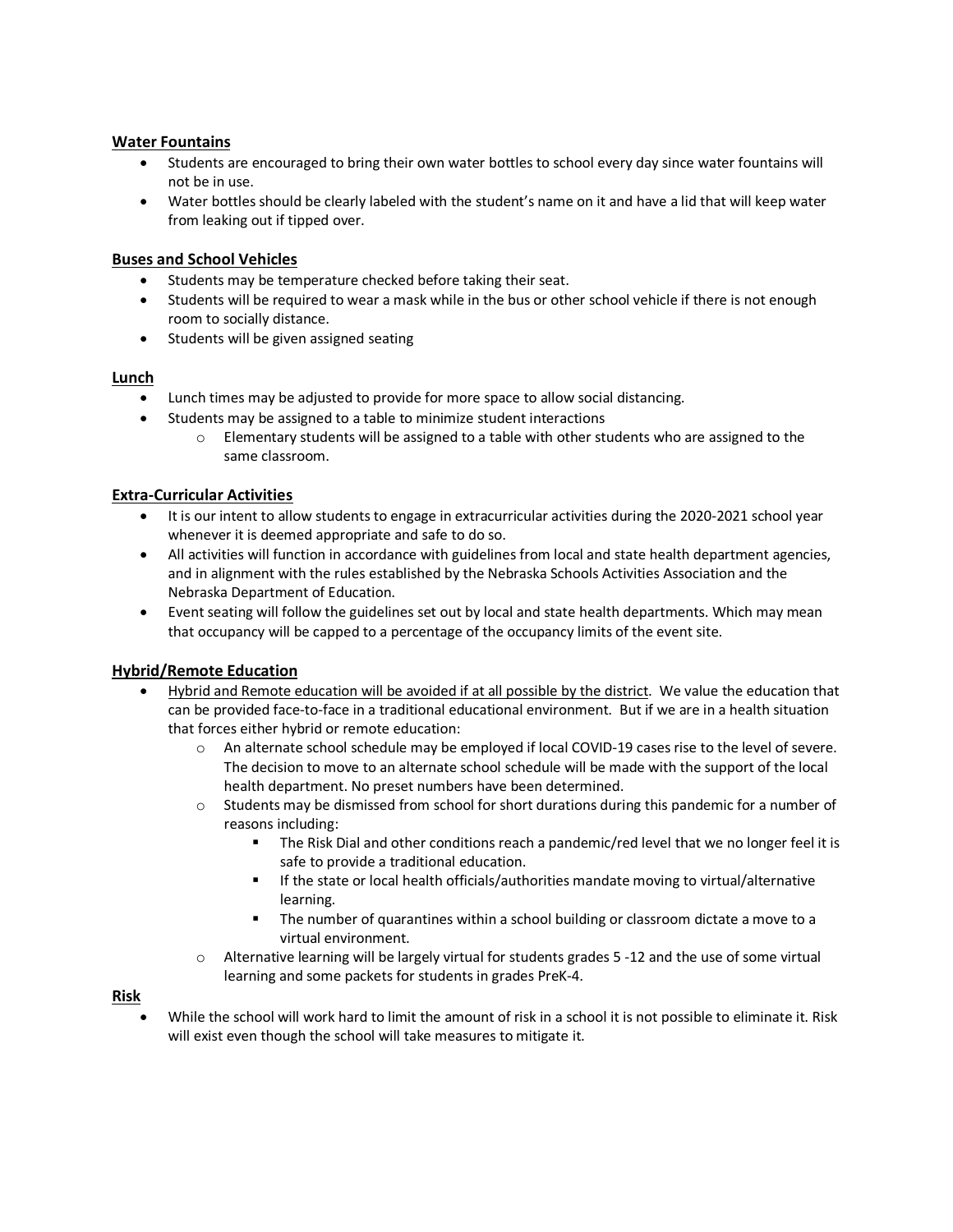**Water Fountains**

- Students are encouraged to bring their own water bottles to school every day since water fountains will not be in use.
- Water bottles should be clearly labeled with the student's name on it and have a lid that will keep water from leaking out if tipped over.

**Buses and School Vehicles**

- Students may be temperature checked before taking their seat.
- Students will be required to wear a mask while in the bus or other school vehicle if there is not enough room to socially distance.
- Students will be given assigned seating

**Lunch**

- Lunch times may be adjusted to provide for more space to allow social distancing.
- Students may be assigned to a table to minimize student interactions
  - Elementary students will be assigned to a table with other students who are assigned to the same classroom.

**Extra-Curricular Activities**

- It is our intent to allow students to engage in extracurricular activities during the 2020-2021 school year whenever it is deemed appropriate and safe to do so.
- All activities will function in accordance with guidelines from local and state health department agencies, and in alignment with the rules established by the Nebraska Schools Activities Association and the Nebraska Department of Education.
- Event seating will follow the guidelines set out by local and state health departments. Which may mean that occupancy will be capped to a percentage of the occupancy limits of the event site.

**Hybrid/Remote Education**

- Hybrid and Remote education will be avoided if at all possible by the district. We value the education that can be provided face-to-face in a traditional educational environment. But if we are in a health situation that forces either hybrid or remote education:
  - An alternate school schedule may be employed if local COVID-19 cases rise to the level of severe. The decision to move to an alternate school schedule will be made with the support of the local health department. No preset numbers have been determined.
  - Students may be dismissed from school for short durations during this pandemic for a number of reasons including:
    - The Risk Dial and other conditions reach a pandemic/red level that we no longer feel it is safe to provide a traditional education.
    - If the state or local health officials/authorities mandate moving to virtual/alternative learning.
    - The number of quarantines within a school building or classroom dictate a move to a virtual environment.
  - Alternative learning will be largely virtual for students grades 5 -12 and the use of some virtual learning and some packets for students in grades PreK-4.

**Risk**

- While the school will work hard to limit the amount of risk in a school it is not possible to eliminate it. Risk will exist even though the school will take measures to mitigate it.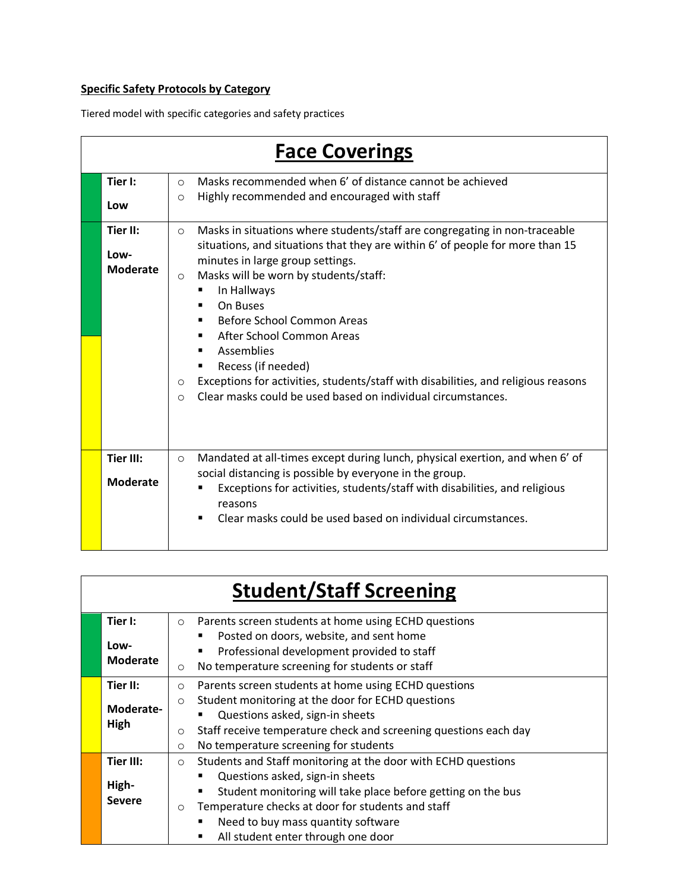**Specific Safety Protocols by Category**

Tiered model with specific categories and safety practices

| Face Coverings | |
|---|---|
| **Tier I: Low** | ○ Masks recommended when 6' of distance cannot be achieved<br>○ Highly recommended and encouraged with staff |
| **Tier II: Low-Moderate** | ○ Masks in situations where students/staff are congregating in non-traceable situations, and situations that they are within 6' of people for more than 15 minutes in large group settings.<br>○ Masks will be worn by students/staff:<br>▪ In Hallways<br>▪ On Buses<br>▪ Before School Common Areas<br>▪ After School Common Areas<br>▪ Assemblies<br>▪ Recess (if needed)<br>○ Exceptions for activities, students/staff with disabilities, and religious reasons<br>○ Clear masks could be used based on individual circumstances. |
| **Tier III: Moderate** | ○ Mandated at all-times except during lunch, physical exertion, and when 6' of social distancing is possible by everyone in the group.<br>▪ Exceptions for activities, students/staff with disabilities, and religious reasons<br>▪ Clear masks could be used based on individual circumstances. |

| Student/Staff Screening | |
|---|---|
| **Tier I: Low-Moderate** | ○ Parents screen students at home using ECHD questions<br>▪ Posted on doors, website, and sent home<br>▪ Professional development provided to staff<br>○ No temperature screening for students or staff |
| **Tier II: Moderate-High** | ○ Parents screen students at home using ECHD questions<br>○ Student monitoring at the door for ECHD questions<br>▪ Questions asked, sign-in sheets<br>○ Staff receive temperature check and screening questions each day<br>○ No temperature screening for students |
| **Tier III: High-Severe** | ○ Students and Staff monitoring at the door with ECHD questions<br>▪ Questions asked, sign-in sheets<br>▪ Student monitoring will take place before getting on the bus<br>○ Temperature checks at door for students and staff<br>▪ Need to buy mass quantity software<br>▪ All student enter through one door |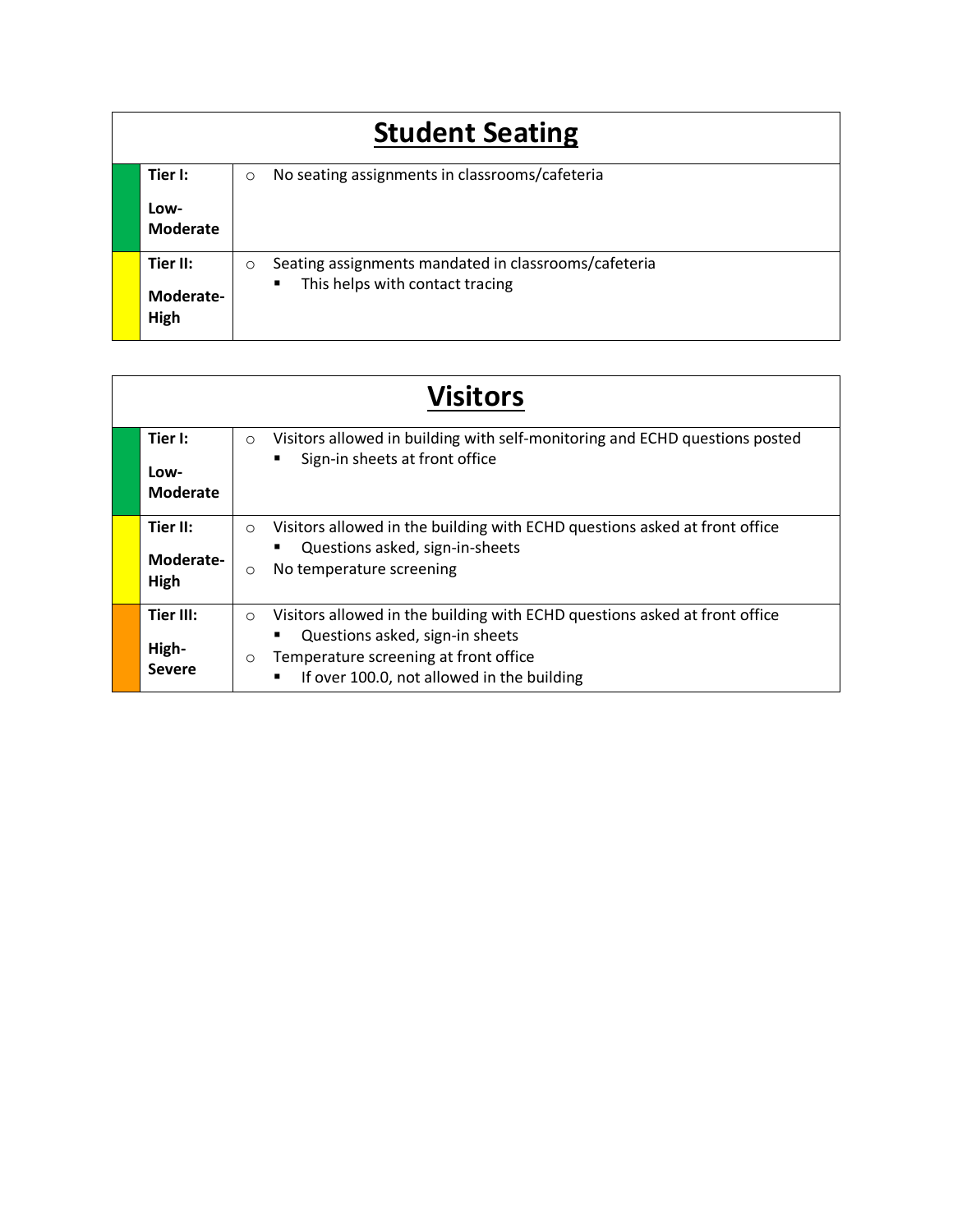## Student Seating

| Tier | Guidance |
| --- | --- |
| **Tier I: Low-Moderate** | ○ No seating assignments in classrooms/cafeteria |
| **Tier II: Moderate-High** | ○ Seating assignments mandated in classrooms/cafeteria<br>▪ This helps with contact tracing |

## Visitors

| Tier | Guidance |
| --- | --- |
| **Tier I: Low-Moderate** | ○ Visitors allowed in building with self-monitoring and ECHD questions posted<br>▪ Sign-in sheets at front office |
| **Tier II: Moderate-High** | ○ Visitors allowed in the building with ECHD questions asked at front office<br>▪ Questions asked, sign-in-sheets<br>○ No temperature screening |
| **Tier III: High-Severe** | ○ Visitors allowed in the building with ECHD questions asked at front office<br>▪ Questions asked, sign-in sheets<br>○ Temperature screening at front office<br>▪ If over 100.0, not allowed in the building |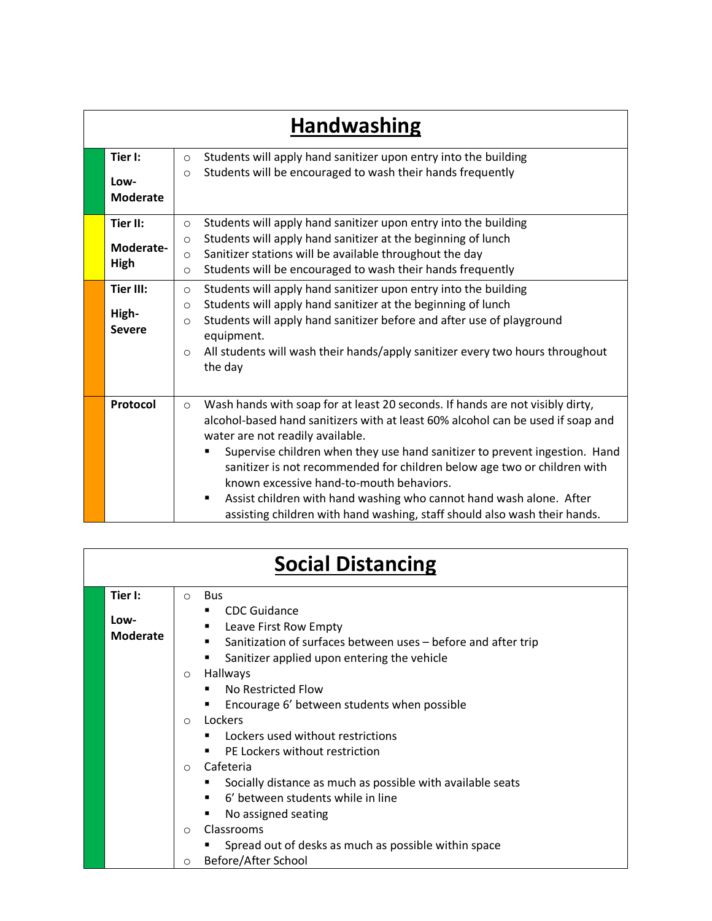| Handwashing | |
|---|---|
| **Tier I:**<br><br>**Low-Moderate** | ○ Students will apply hand sanitizer upon entry into the building<br>○ Students will be encouraged to wash their hands frequently |
| **Tier II:**<br><br>**Moderate-High** | ○ Students will apply hand sanitizer upon entry into the building<br>○ Students will apply hand sanitizer at the beginning of lunch<br>○ Sanitizer stations will be available throughout the day<br>○ Students will be encouraged to wash their hands frequently |
| **Tier III:**<br><br>**High-Severe** | ○ Students will apply hand sanitizer upon entry into the building<br>○ Students will apply hand sanitizer at the beginning of lunch<br>○ Students will apply hand sanitizer before and after use of playground equipment.<br>○ All students will wash their hands/apply sanitizer every two hours throughout the day |
| **Protocol** | ○ Wash hands with soap for at least 20 seconds. If hands are not visibly dirty, alcohol-based hand sanitizers with at least 60% alcohol can be used if soap and water are not readily available.<br>&nbsp;&nbsp;&nbsp;&nbsp;▪ Supervise children when they use hand sanitizer to prevent ingestion. Hand sanitizer is not recommended for children below age two or children with known excessive hand-to-mouth behaviors.<br>&nbsp;&nbsp;&nbsp;&nbsp;▪ Assist children with hand washing who cannot hand wash alone. After assisting children with hand washing, staff should also wash their hands. |

| Social Distancing | |
|---|---|
| **Tier I:**<br><br>**Low-Moderate** | ○ Bus<br>&nbsp;&nbsp;&nbsp;&nbsp;▪ CDC Guidance<br>&nbsp;&nbsp;&nbsp;&nbsp;▪ Leave First Row Empty<br>&nbsp;&nbsp;&nbsp;&nbsp;▪ Sanitization of surfaces between uses – before and after trip<br>&nbsp;&nbsp;&nbsp;&nbsp;▪ Sanitizer applied upon entering the vehicle<br>○ Hallways<br>&nbsp;&nbsp;&nbsp;&nbsp;▪ No Restricted Flow<br>&nbsp;&nbsp;&nbsp;&nbsp;▪ Encourage 6' between students when possible<br>○ Lockers<br>&nbsp;&nbsp;&nbsp;&nbsp;▪ Lockers used without restrictions<br>&nbsp;&nbsp;&nbsp;&nbsp;▪ PE Lockers without restriction<br>○ Cafeteria<br>&nbsp;&nbsp;&nbsp;&nbsp;▪ Socially distance as much as possible with available seats<br>&nbsp;&nbsp;&nbsp;&nbsp;▪ 6' between students while in line<br>&nbsp;&nbsp;&nbsp;&nbsp;▪ No assigned seating<br>○ Classrooms<br>&nbsp;&nbsp;&nbsp;&nbsp;▪ Spread out of desks as much as possible within space<br>○ Before/After School |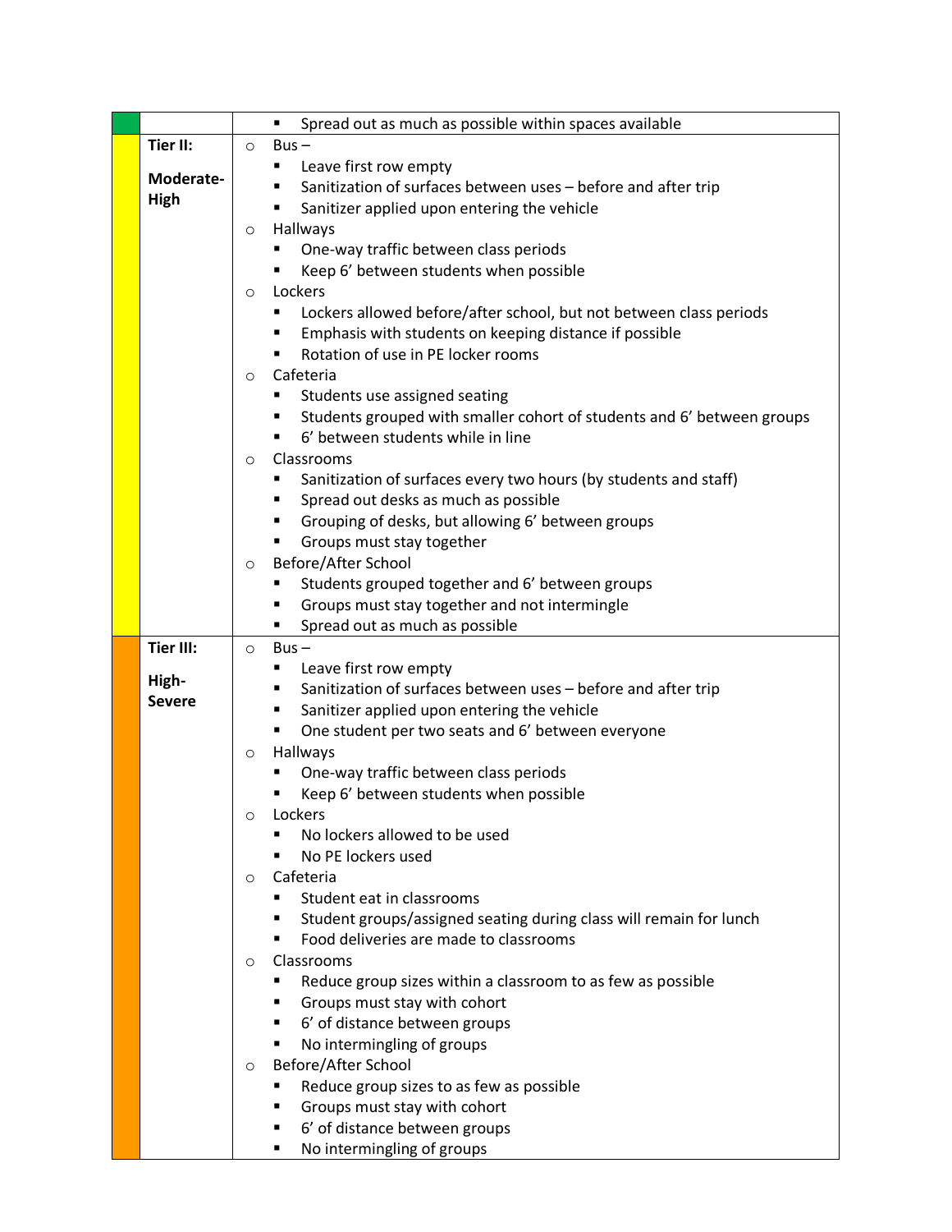| | | |
|---|---|---|
| | | ▪ Spread out as much as possible within spaces available |
| | **Tier II:**<br><br>**Moderate-High** | ○ Bus –<br>▪ Leave first row empty<br>▪ Sanitization of surfaces between uses – before and after trip<br>▪ Sanitizer applied upon entering the vehicle<br>○ Hallways<br>▪ One-way traffic between class periods<br>▪ Keep 6' between students when possible<br>○ Lockers<br>▪ Lockers allowed before/after school, but not between class periods<br>▪ Emphasis with students on keeping distance if possible<br>▪ Rotation of use in PE locker rooms<br>○ Cafeteria<br>▪ Students use assigned seating<br>▪ Students grouped with smaller cohort of students and 6' between groups<br>▪ 6' between students while in line<br>○ Classrooms<br>▪ Sanitization of surfaces every two hours (by students and staff)<br>▪ Spread out desks as much as possible<br>▪ Grouping of desks, but allowing 6' between groups<br>▪ Groups must stay together<br>○ Before/After School<br>▪ Students grouped together and 6' between groups<br>▪ Groups must stay together and not intermingle<br>▪ Spread out as much as possible |
| | **Tier III:**<br><br>**High-Severe** | ○ Bus –<br>▪ Leave first row empty<br>▪ Sanitization of surfaces between uses – before and after trip<br>▪ Sanitizer applied upon entering the vehicle<br>▪ One student per two seats and 6' between everyone<br>○ Hallways<br>▪ One-way traffic between class periods<br>▪ Keep 6' between students when possible<br>○ Lockers<br>▪ No lockers allowed to be used<br>▪ No PE lockers used<br>○ Cafeteria<br>▪ Student eat in classrooms<br>▪ Student groups/assigned seating during class will remain for lunch<br>▪ Food deliveries are made to classrooms<br>○ Classrooms<br>▪ Reduce group sizes within a classroom to as few as possible<br>▪ Groups must stay with cohort<br>▪ 6' of distance between groups<br>▪ No intermingling of groups<br>○ Before/After School<br>▪ Reduce group sizes to as few as possible<br>▪ Groups must stay with cohort<br>▪ 6' of distance between groups<br>▪ No intermingling of groups |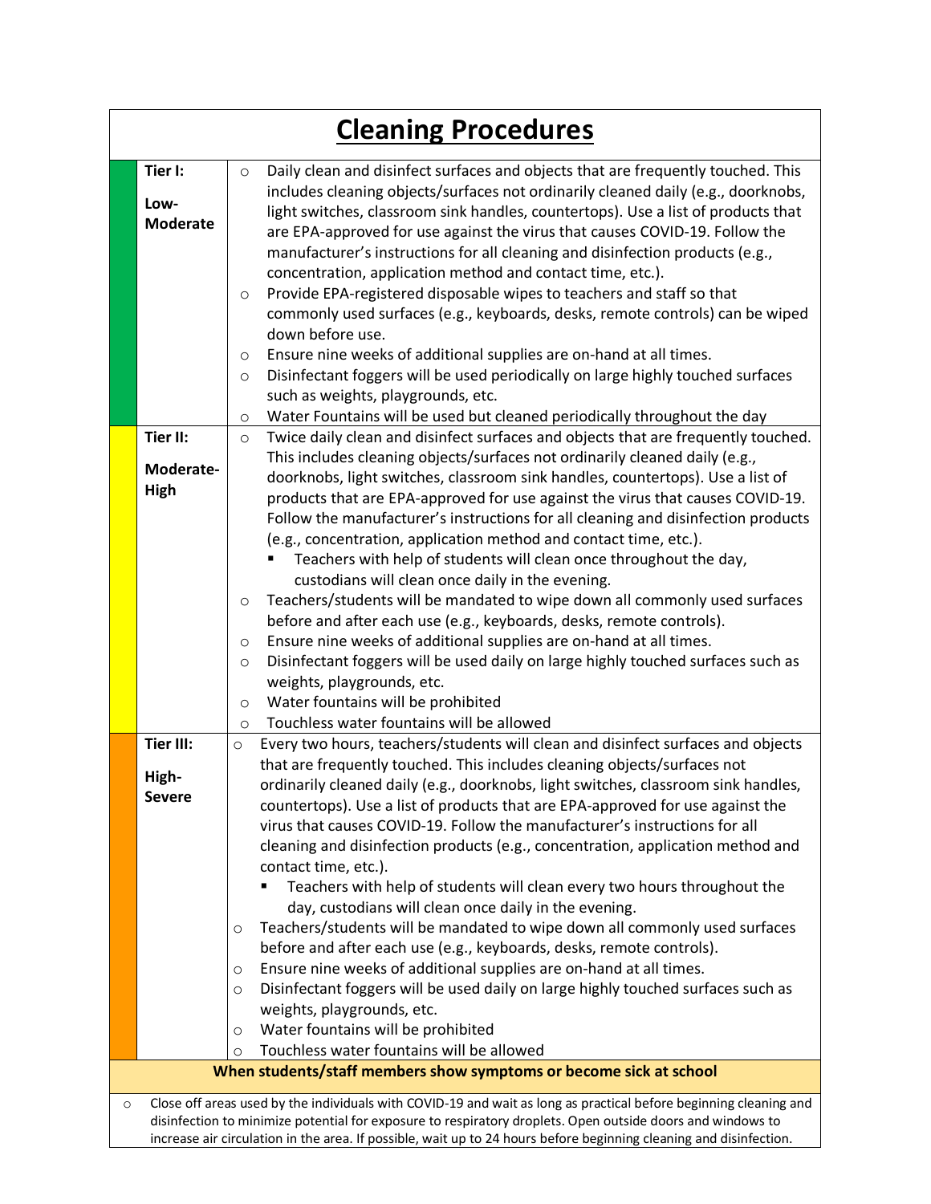# Cleaning Procedures

| Tier | Procedures |
|---|---|
| **Tier I: Low-Moderate** | ○ Daily clean and disinfect surfaces and objects that are frequently touched. This includes cleaning objects/surfaces not ordinarily cleaned daily (e.g., doorknobs, light switches, classroom sink handles, countertops). Use a list of products that are EPA-approved for use against the virus that causes COVID-19. Follow the manufacturer's instructions for all cleaning and disinfection products (e.g., concentration, application method and contact time, etc.).<br>○ Provide EPA-registered disposable wipes to teachers and staff so that commonly used surfaces (e.g., keyboards, desks, remote controls) can be wiped down before use.<br>○ Ensure nine weeks of additional supplies are on-hand at all times.<br>○ Disinfectant foggers will be used periodically on large highly touched surfaces such as weights, playgrounds, etc.<br>○ Water Fountains will be used but cleaned periodically throughout the day |
| **Tier II: Moderate-High** | ○ Twice daily clean and disinfect surfaces and objects that are frequently touched. This includes cleaning objects/surfaces not ordinarily cleaned daily (e.g., doorknobs, light switches, classroom sink handles, countertops). Use a list of products that are EPA-approved for use against the virus that causes COVID-19. Follow the manufacturer's instructions for all cleaning and disinfection products (e.g., concentration, application method and contact time, etc.).<br>▪ Teachers with help of students will clean once throughout the day, custodians will clean once daily in the evening.<br>○ Teachers/students will be mandated to wipe down all commonly used surfaces before and after each use (e.g., keyboards, desks, remote controls).<br>○ Ensure nine weeks of additional supplies are on-hand at all times.<br>○ Disinfectant foggers will be used daily on large highly touched surfaces such as weights, playgrounds, etc.<br>○ Water fountains will be prohibited<br>○ Touchless water fountains will be allowed |
| **Tier III: High-Severe** | ○ Every two hours, teachers/students will clean and disinfect surfaces and objects that are frequently touched. This includes cleaning objects/surfaces not ordinarily cleaned daily (e.g., doorknobs, light switches, classroom sink handles, countertops). Use a list of products that are EPA-approved for use against the virus that causes COVID-19. Follow the manufacturer's instructions for all cleaning and disinfection products (e.g., concentration, application method and contact time, etc.).<br>▪ Teachers with help of students will clean every two hours throughout the day, custodians will clean once daily in the evening.<br>○ Teachers/students will be mandated to wipe down all commonly used surfaces before and after each use (e.g., keyboards, desks, remote controls).<br>○ Ensure nine weeks of additional supplies are on-hand at all times.<br>○ Disinfectant foggers will be used daily on large highly touched surfaces such as weights, playgrounds, etc.<br>○ Water fountains will be prohibited<br>○ Touchless water fountains will be allowed |

**When students/staff members show symptoms or become sick at school**

- Close off areas used by the individuals with COVID-19 and wait as long as practical before beginning cleaning and disinfection to minimize potential for exposure to respiratory droplets. Open outside doors and windows to increase air circulation in the area. If possible, wait up to 24 hours before beginning cleaning and disinfection.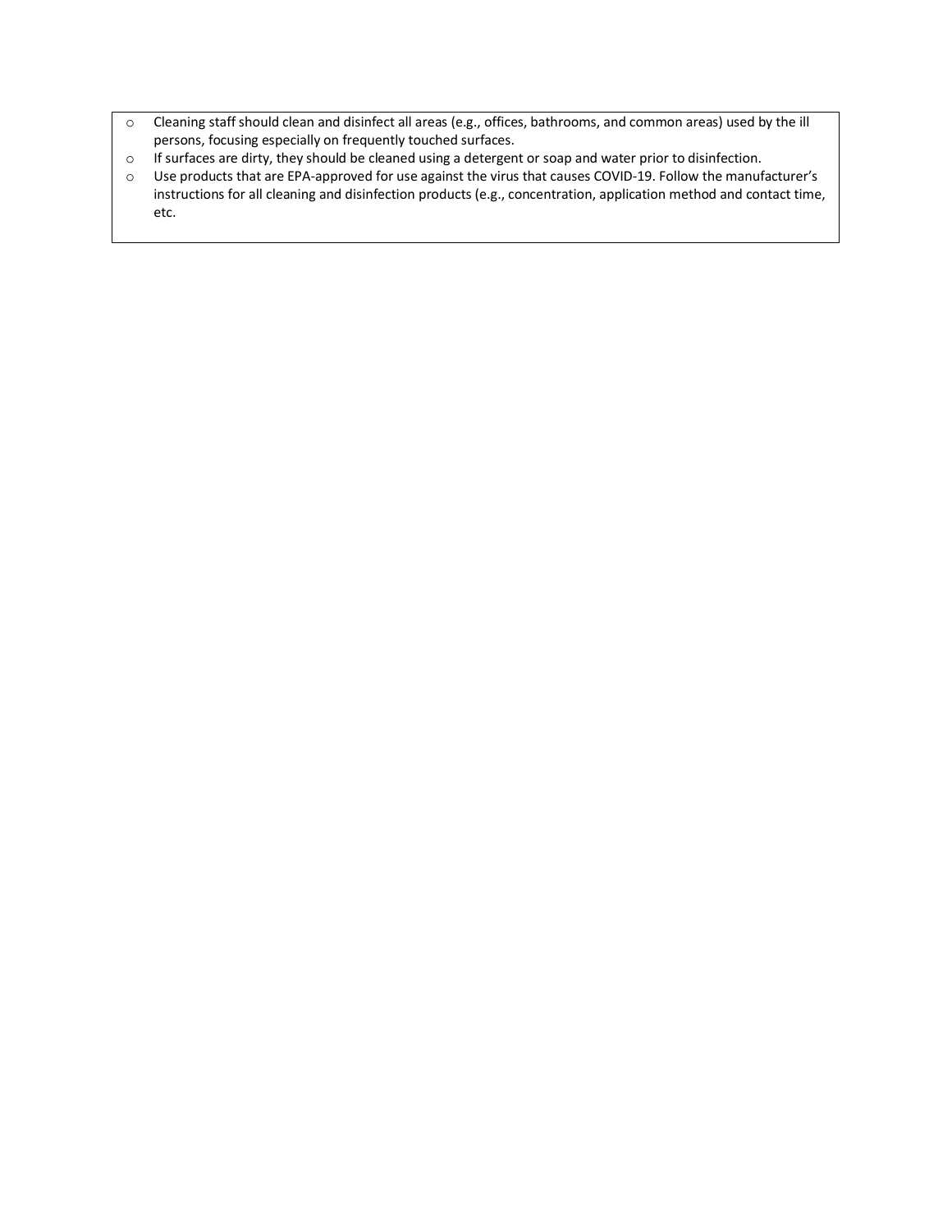- Cleaning staff should clean and disinfect all areas (e.g., offices, bathrooms, and common areas) used by the ill persons, focusing especially on frequently touched surfaces.
- If surfaces are dirty, they should be cleaned using a detergent or soap and water prior to disinfection.
- Use products that are EPA-approved for use against the virus that causes COVID-19. Follow the manufacturer's instructions for all cleaning and disinfection products (e.g., concentration, application method and contact time, etc.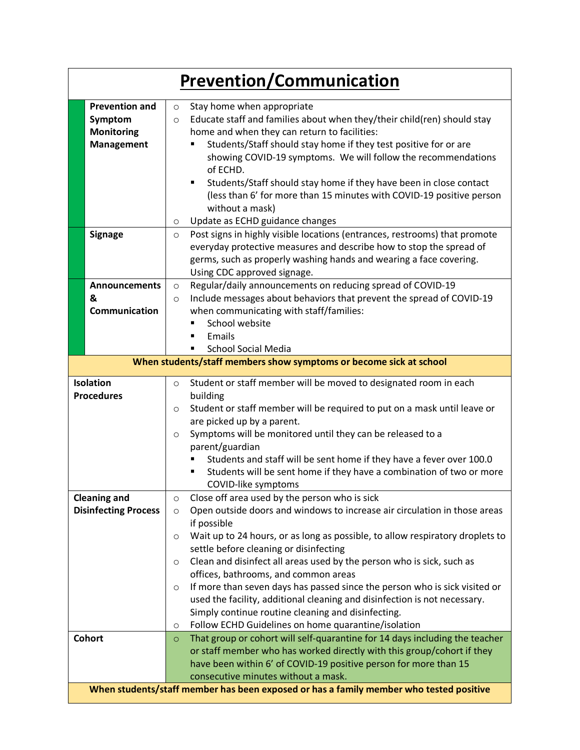# Prevention/Communication

| | |
|---|---|
| **Prevention and Symptom Monitoring Management** | ○ Stay home when appropriate<br>○ Educate staff and families about when they/their child(ren) should stay home and when they can return to facilities:<br>▪ Students/Staff should stay home if they test positive for or are showing COVID-19 symptoms. We will follow the recommendations of ECHD.<br>▪ Students/Staff should stay home if they have been in close contact (less than 6' for more than 15 minutes with COVID-19 positive person without a mask)<br>○ Update as ECHD guidance changes |
| **Signage** | ○ Post signs in highly visible locations (entrances, restrooms) that promote everyday protective measures and describe how to stop the spread of germs, such as properly washing hands and wearing a face covering. Using CDC approved signage. |
| **Announcements & Communication** | ○ Regular/daily announcements on reducing spread of COVID-19<br>○ Include messages about behaviors that prevent the spread of COVID-19 when communicating with staff/families:<br>▪ School website<br>▪ Emails<br>▪ School Social Media |
| **When students/staff members show symptoms or become sick at school** | |
| **Isolation Procedures** | ○ Student or staff member will be moved to designated room in each building<br>○ Student or staff member will be required to put on a mask until leave or are picked up by a parent.<br>○ Symptoms will be monitored until they can be released to a parent/guardian<br>▪ Students and staff will be sent home if they have a fever over 100.0<br>▪ Students will be sent home if they have a combination of two or more COVID-like symptoms |
| **Cleaning and Disinfecting Process** | ○ Close off area used by the person who is sick<br>○ Open outside doors and windows to increase air circulation in those areas if possible<br>○ Wait up to 24 hours, or as long as possible, to allow respiratory droplets to settle before cleaning or disinfecting<br>○ Clean and disinfect all areas used by the person who is sick, such as offices, bathrooms, and common areas<br>○ If more than seven days has passed since the person who is sick visited or used the facility, additional cleaning and disinfection is not necessary. Simply continue routine cleaning and disinfecting.<br>○ Follow ECHD Guidelines on home quarantine/isolation |
| **Cohort** | ○ That group or cohort will self-quarantine for 14 days including the teacher or staff member who has worked directly with this group/cohort if they have been within 6' of COVID-19 positive person for more than 15 consecutive minutes without a mask. |
| **When students/staff member has been exposed or has a family member who tested positive** | |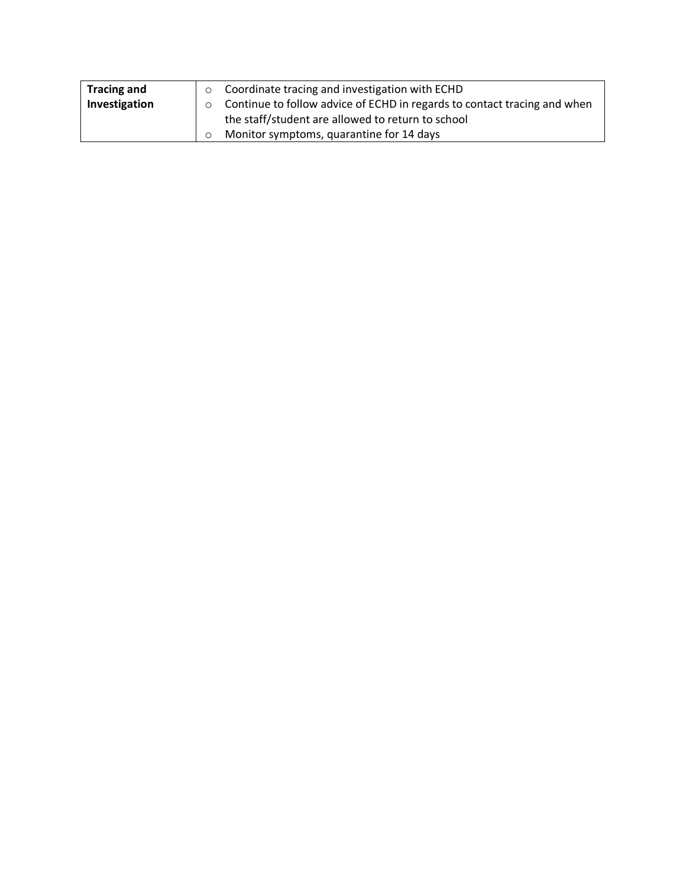| | |
|---|---|
| **Tracing and Investigation** | ○ Coordinate tracing and investigation with ECHD<br>○ Continue to follow advice of ECHD in regards to contact tracing and when the staff/student are allowed to return to school<br>○ Monitor symptoms, quarantine for 14 days |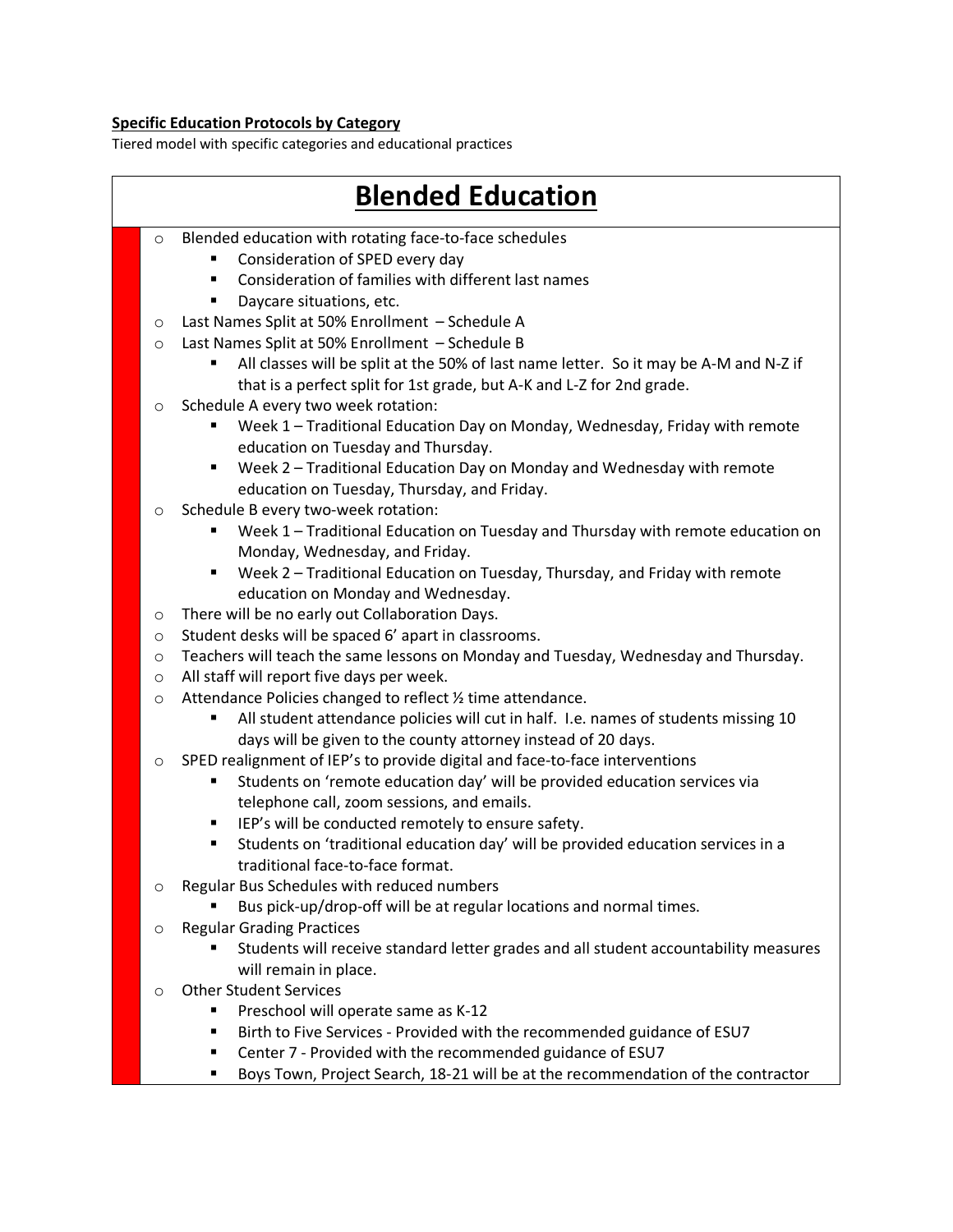**Specific Education Protocols by Category**

Tiered model with specific categories and educational practices

# Blended Education

- Blended education with rotating face-to-face schedules
  - Consideration of SPED every day
  - Consideration of families with different last names
  - Daycare situations, etc.
- Last Names Split at 50% Enrollment – Schedule A
- Last Names Split at 50% Enrollment – Schedule B
  - All classes will be split at the 50% of last name letter. So it may be A-M and N-Z if that is a perfect split for 1st grade, but A-K and L-Z for 2nd grade.
- Schedule A every two week rotation:
  - Week 1 – Traditional Education Day on Monday, Wednesday, Friday with remote education on Tuesday and Thursday.
  - Week 2 – Traditional Education Day on Monday and Wednesday with remote education on Tuesday, Thursday, and Friday.
- Schedule B every two-week rotation:
  - Week 1 – Traditional Education on Tuesday and Thursday with remote education on Monday, Wednesday, and Friday.
  - Week 2 – Traditional Education on Tuesday, Thursday, and Friday with remote education on Monday and Wednesday.
- There will be no early out Collaboration Days.
- Student desks will be spaced 6' apart in classrooms.
- Teachers will teach the same lessons on Monday and Tuesday, Wednesday and Thursday.
- All staff will report five days per week.
- Attendance Policies changed to reflect ½ time attendance.
  - All student attendance policies will cut in half. I.e. names of students missing 10 days will be given to the county attorney instead of 20 days.
- SPED realignment of IEP's to provide digital and face-to-face interventions
  - Students on 'remote education day' will be provided education services via telephone call, zoom sessions, and emails.
  - IEP's will be conducted remotely to ensure safety.
  - Students on 'traditional education day' will be provided education services in a traditional face-to-face format.
- Regular Bus Schedules with reduced numbers
  - Bus pick-up/drop-off will be at regular locations and normal times.
- Regular Grading Practices
  - Students will receive standard letter grades and all student accountability measures will remain in place.
- Other Student Services
  - Preschool will operate same as K-12
  - Birth to Five Services - Provided with the recommended guidance of ESU7
  - Center 7 - Provided with the recommended guidance of ESU7
  - Boys Town, Project Search, 18-21 will be at the recommendation of the contractor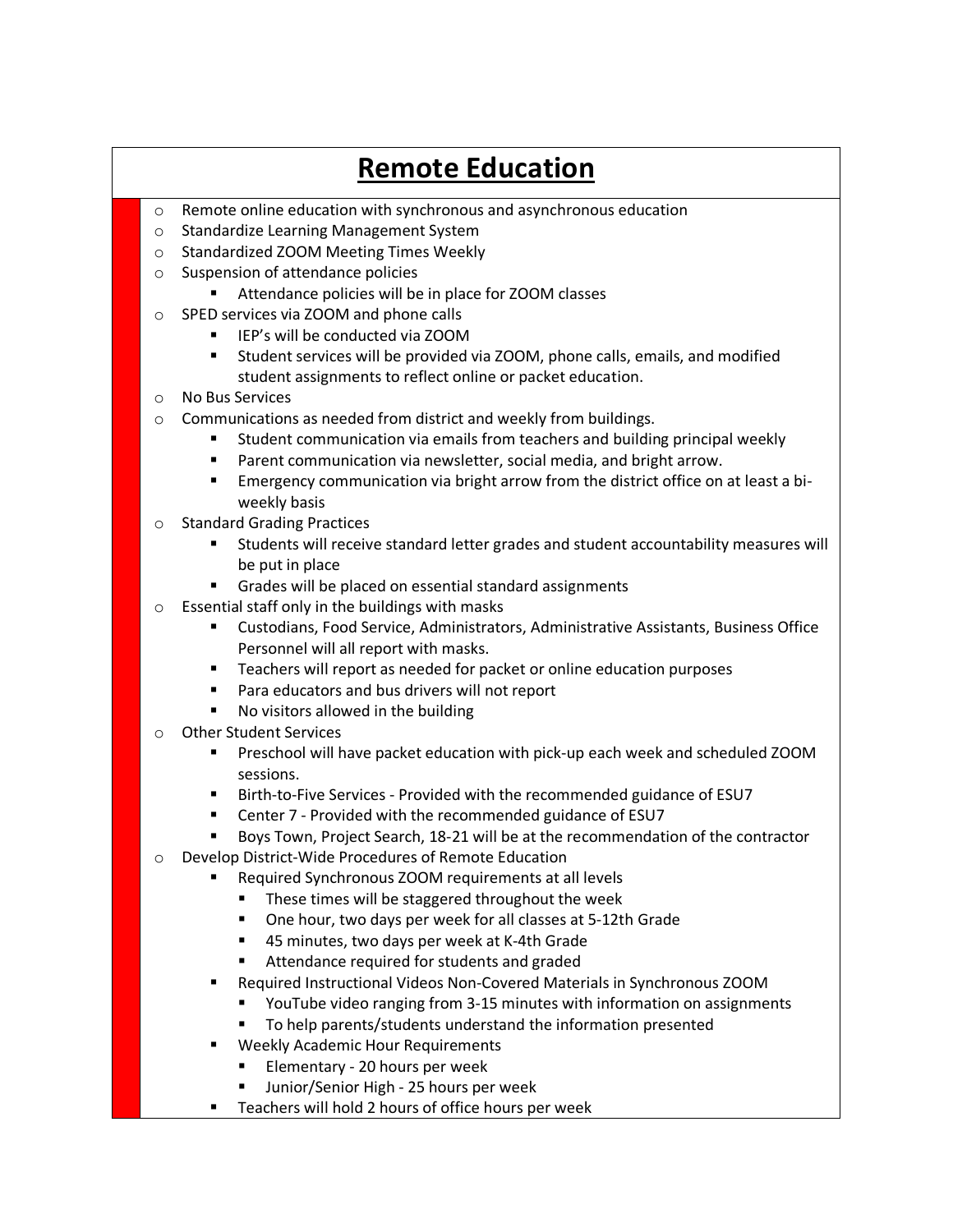# Remote Education

- Remote online education with synchronous and asynchronous education
- Standardize Learning Management System
- Standardized ZOOM Meeting Times Weekly
- Suspension of attendance policies
  - Attendance policies will be in place for ZOOM classes
- SPED services via ZOOM and phone calls
  - IEP's will be conducted via ZOOM
  - Student services will be provided via ZOOM, phone calls, emails, and modified student assignments to reflect online or packet education.
- No Bus Services
- Communications as needed from district and weekly from buildings.
  - Student communication via emails from teachers and building principal weekly
  - Parent communication via newsletter, social media, and bright arrow.
  - Emergency communication via bright arrow from the district office on at least a bi-weekly basis
- Standard Grading Practices
  - Students will receive standard letter grades and student accountability measures will be put in place
  - Grades will be placed on essential standard assignments
- Essential staff only in the buildings with masks
  - Custodians, Food Service, Administrators, Administrative Assistants, Business Office Personnel will all report with masks.
  - Teachers will report as needed for packet or online education purposes
  - Para educators and bus drivers will not report
  - No visitors allowed in the building
- Other Student Services
  - Preschool will have packet education with pick-up each week and scheduled ZOOM sessions.
  - Birth-to-Five Services - Provided with the recommended guidance of ESU7
  - Center 7 - Provided with the recommended guidance of ESU7
  - Boys Town, Project Search, 18-21 will be at the recommendation of the contractor
- Develop District-Wide Procedures of Remote Education
  - Required Synchronous ZOOM requirements at all levels
    - These times will be staggered throughout the week
    - One hour, two days per week for all classes at 5-12th Grade
    - 45 minutes, two days per week at K-4th Grade
    - Attendance required for students and graded
  - Required Instructional Videos Non-Covered Materials in Synchronous ZOOM
    - YouTube video ranging from 3-15 minutes with information on assignments
    - To help parents/students understand the information presented
  - Weekly Academic Hour Requirements
    - Elementary - 20 hours per week
    - Junior/Senior High - 25 hours per week
  - Teachers will hold 2 hours of office hours per week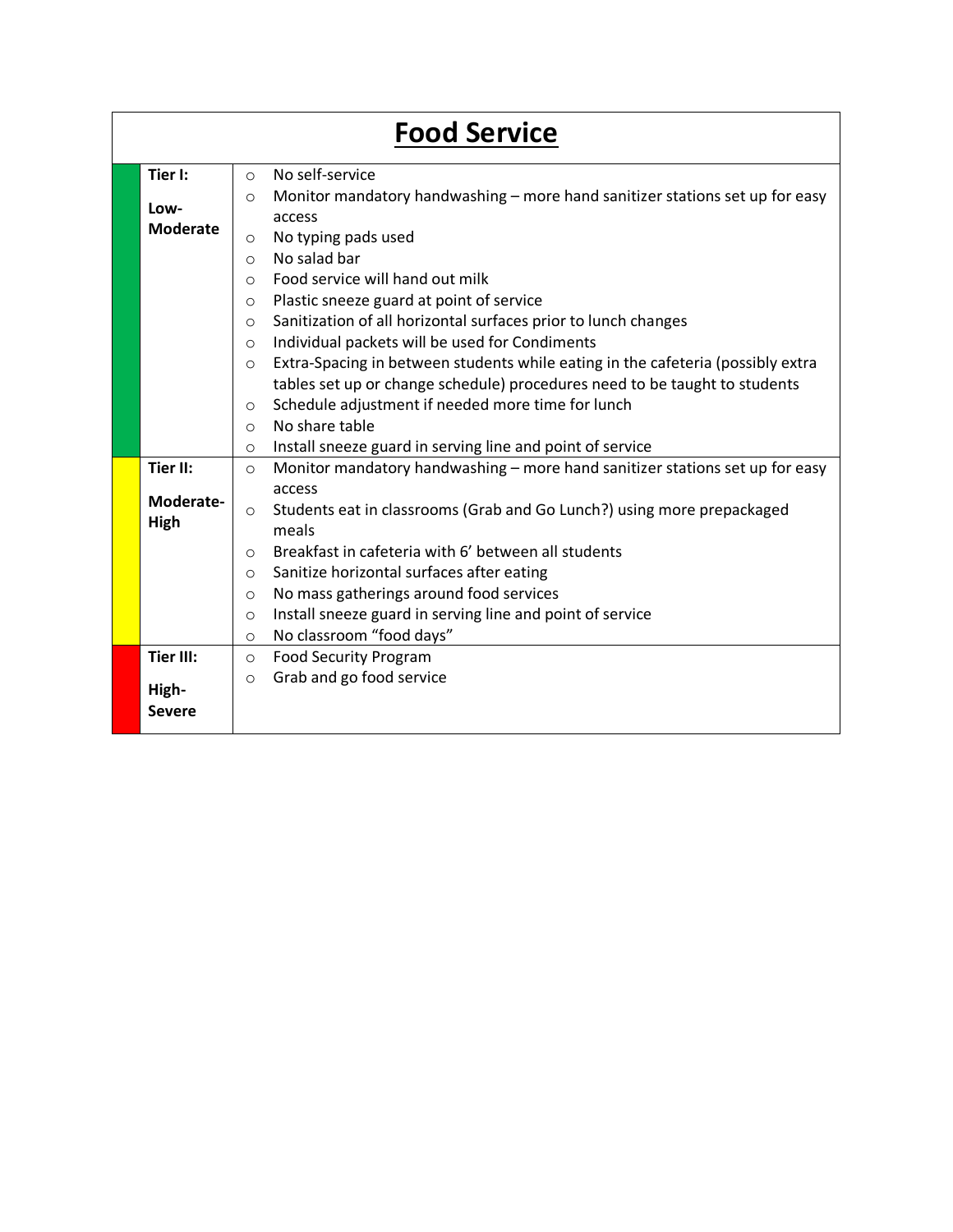# Food Service

| Tier | Measures |
|---|---|
| **Tier I: Low-Moderate** | ○ No self-service<br>○ Monitor mandatory handwashing – more hand sanitizer stations set up for easy access<br>○ No typing pads used<br>○ No salad bar<br>○ Food service will hand out milk<br>○ Plastic sneeze guard at point of service<br>○ Sanitization of all horizontal surfaces prior to lunch changes<br>○ Individual packets will be used for Condiments<br>○ Extra-Spacing in between students while eating in the cafeteria (possibly extra tables set up or change schedule) procedures need to be taught to students<br>○ Schedule adjustment if needed more time for lunch<br>○ No share table<br>○ Install sneeze guard in serving line and point of service |
| **Tier II: Moderate-High** | ○ Monitor mandatory handwashing – more hand sanitizer stations set up for easy access<br>○ Students eat in classrooms (Grab and Go Lunch?) using more prepackaged meals<br>○ Breakfast in cafeteria with 6' between all students<br>○ Sanitize horizontal surfaces after eating<br>○ No mass gatherings around food services<br>○ Install sneeze guard in serving line and point of service<br>○ No classroom "food days" |
| **Tier III: High-Severe** | ○ Food Security Program<br>○ Grab and go food service |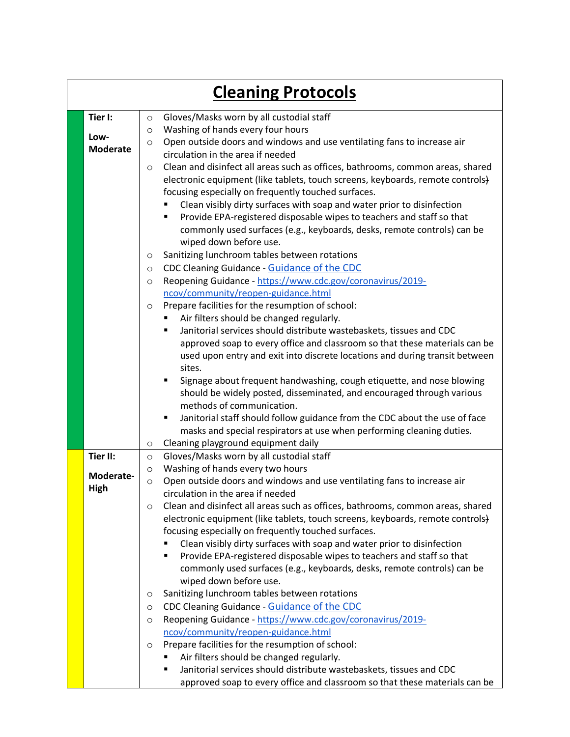# Cleaning Protocols

| Tier | Protocols |
|---|---|
| **Tier I:**<br><br>**Low-Moderate** | ○ Gloves/Masks worn by all custodial staff<br>○ Washing of hands every four hours<br>○ Open outside doors and windows and use ventilating fans to increase air circulation in the area if needed<br>○ Clean and disinfect all areas such as offices, bathrooms, common areas, shared electronic equipment (like tablets, touch screens, keyboards, remote controls) focusing especially on frequently touched surfaces.<br>&nbsp;&nbsp;▪ Clean visibly dirty surfaces with soap and water prior to disinfection<br>&nbsp;&nbsp;▪ Provide EPA-registered disposable wipes to teachers and staff so that commonly used surfaces (e.g., keyboards, desks, remote controls) can be wiped down before use.<br>○ Sanitizing lunchroom tables between rotations<br>○ CDC Cleaning Guidance - Guidance of the CDC<br>○ Reopening Guidance - https://www.cdc.gov/coronavirus/2019-ncov/community/reopen-guidance.html<br>○ Prepare facilities for the resumption of school:<br>&nbsp;&nbsp;▪ Air filters should be changed regularly.<br>&nbsp;&nbsp;▪ Janitorial services should distribute wastebaskets, tissues and CDC approved soap to every office and classroom so that these materials can be used upon entry and exit into discrete locations and during transit between sites.<br>&nbsp;&nbsp;▪ Signage about frequent handwashing, cough etiquette, and nose blowing should be widely posted, disseminated, and encouraged through various methods of communication.<br>&nbsp;&nbsp;▪ Janitorial staff should follow guidance from the CDC about the use of face masks and special respirators at use when performing cleaning duties.<br>○ Cleaning playground equipment daily |
| **Tier II:**<br><br>**Moderate-High** | ○ Gloves/Masks worn by all custodial staff<br>○ Washing of hands every two hours<br>○ Open outside doors and windows and use ventilating fans to increase air circulation in the area if needed<br>○ Clean and disinfect all areas such as offices, bathrooms, common areas, shared electronic equipment (like tablets, touch screens, keyboards, remote controls) focusing especially on frequently touched surfaces.<br>&nbsp;&nbsp;▪ Clean visibly dirty surfaces with soap and water prior to disinfection<br>&nbsp;&nbsp;▪ Provide EPA-registered disposable wipes to teachers and staff so that commonly used surfaces (e.g., keyboards, desks, remote controls) can be wiped down before use.<br>○ Sanitizing lunchroom tables between rotations<br>○ CDC Cleaning Guidance - Guidance of the CDC<br>○ Reopening Guidance - https://www.cdc.gov/coronavirus/2019-ncov/community/reopen-guidance.html<br>○ Prepare facilities for the resumption of school:<br>&nbsp;&nbsp;▪ Air filters should be changed regularly.<br>&nbsp;&nbsp;▪ Janitorial services should distribute wastebaskets, tissues and CDC approved soap to every office and classroom so that these materials can be |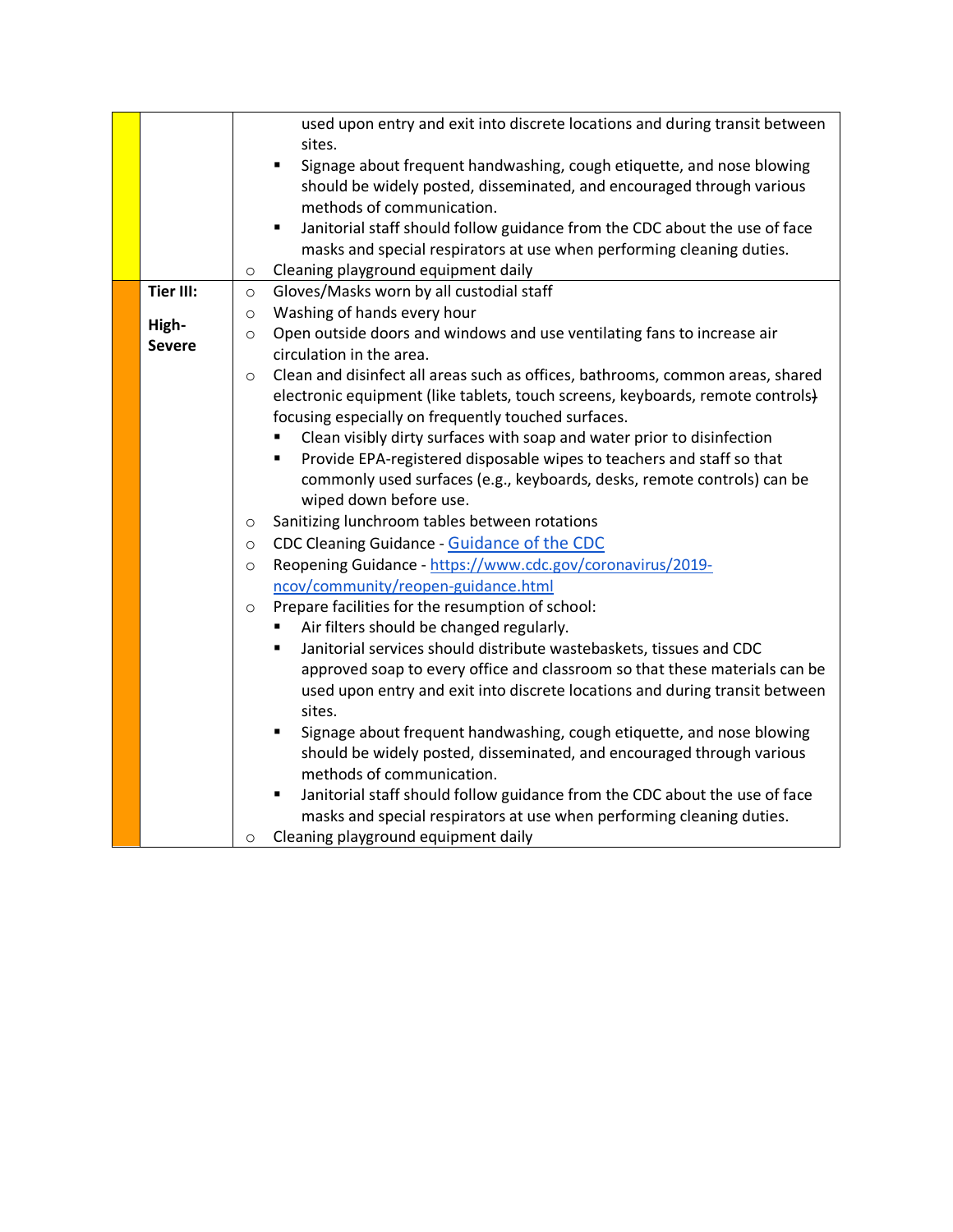| | | |
|---|---|---|
| | | used upon entry and exit into discrete locations and during transit between sites.<br>▪ Signage about frequent handwashing, cough etiquette, and nose blowing should be widely posted, disseminated, and encouraged through various methods of communication.<br>▪ Janitorial staff should follow guidance from the CDC about the use of face masks and special respirators at use when performing cleaning duties.<br>○ Cleaning playground equipment daily |
| | **Tier III:**<br><br>**High-Severe** | ○ Gloves/Masks worn by all custodial staff<br>○ Washing of hands every hour<br>○ Open outside doors and windows and use ventilating fans to increase air circulation in the area.<br>○ Clean and disinfect all areas such as offices, bathrooms, common areas, shared electronic equipment (like tablets, touch screens, keyboards, remote controls) focusing especially on frequently touched surfaces.<br>▪ Clean visibly dirty surfaces with soap and water prior to disinfection<br>▪ Provide EPA-registered disposable wipes to teachers and staff so that commonly used surfaces (e.g., keyboards, desks, remote controls) can be wiped down before use.<br>○ Sanitizing lunchroom tables between rotations<br>○ CDC Cleaning Guidance - [Guidance of the CDC]()<br>○ Reopening Guidance - [https://www.cdc.gov/coronavirus/2019-ncov/community/reopen-guidance.html](https://www.cdc.gov/coronavirus/2019-ncov/community/reopen-guidance.html)<br>○ Prepare facilities for the resumption of school:<br>▪ Air filters should be changed regularly.<br>▪ Janitorial services should distribute wastebaskets, tissues and CDC approved soap to every office and classroom so that these materials can be used upon entry and exit into discrete locations and during transit between sites.<br>▪ Signage about frequent handwashing, cough etiquette, and nose blowing should be widely posted, disseminated, and encouraged through various methods of communication.<br>▪ Janitorial staff should follow guidance from the CDC about the use of face masks and special respirators at use when performing cleaning duties.<br>○ Cleaning playground equipment daily |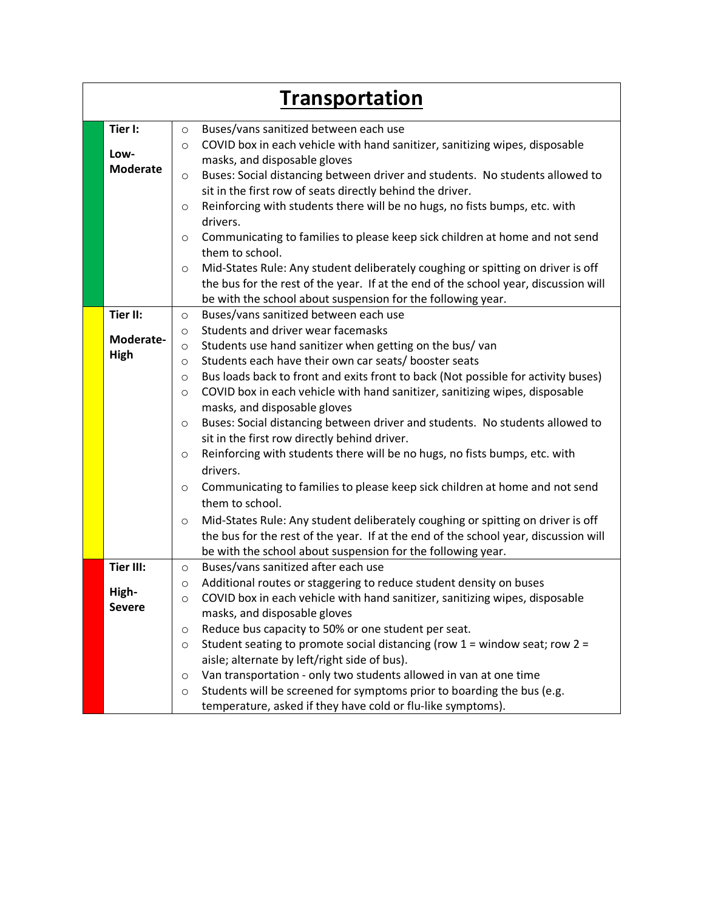# Transportation

| | |
|---|---|
| **Tier I:**<br><br>**Low-Moderate** | ○ Buses/vans sanitized between each use<br>○ COVID box in each vehicle with hand sanitizer, sanitizing wipes, disposable masks, and disposable gloves<br>○ Buses: Social distancing between driver and students. No students allowed to sit in the first row of seats directly behind the driver.<br>○ Reinforcing with students there will be no hugs, no fists bumps, etc. with drivers.<br>○ Communicating to families to please keep sick children at home and not send them to school.<br>○ Mid-States Rule: Any student deliberately coughing or spitting on driver is off the bus for the rest of the year. If at the end of the school year, discussion will be with the school about suspension for the following year. |
| **Tier II:**<br><br>**Moderate-High** | ○ Buses/vans sanitized between each use<br>○ Students and driver wear facemasks<br>○ Students use hand sanitizer when getting on the bus/ van<br>○ Students each have their own car seats/ booster seats<br>○ Bus loads back to front and exits front to back (Not possible for activity buses)<br>○ COVID box in each vehicle with hand sanitizer, sanitizing wipes, disposable masks, and disposable gloves<br>○ Buses: Social distancing between driver and students. No students allowed to sit in the first row directly behind driver.<br>○ Reinforcing with students there will be no hugs, no fists bumps, etc. with drivers.<br>○ Communicating to families to please keep sick children at home and not send them to school.<br>○ Mid-States Rule: Any student deliberately coughing or spitting on driver is off the bus for the rest of the year. If at the end of the school year, discussion will be with the school about suspension for the following year. |
| **Tier III:**<br><br>**High-Severe** | ○ Buses/vans sanitized after each use<br>○ Additional routes or staggering to reduce student density on buses<br>○ COVID box in each vehicle with hand sanitizer, sanitizing wipes, disposable masks, and disposable gloves<br>○ Reduce bus capacity to 50% or one student per seat.<br>○ Student seating to promote social distancing (row 1 = window seat; row 2 = aisle; alternate by left/right side of bus).<br>○ Van transportation - only two students allowed in van at one time<br>○ Students will be screened for symptoms prior to boarding the bus (e.g. temperature, asked if they have cold or flu-like symptoms). |